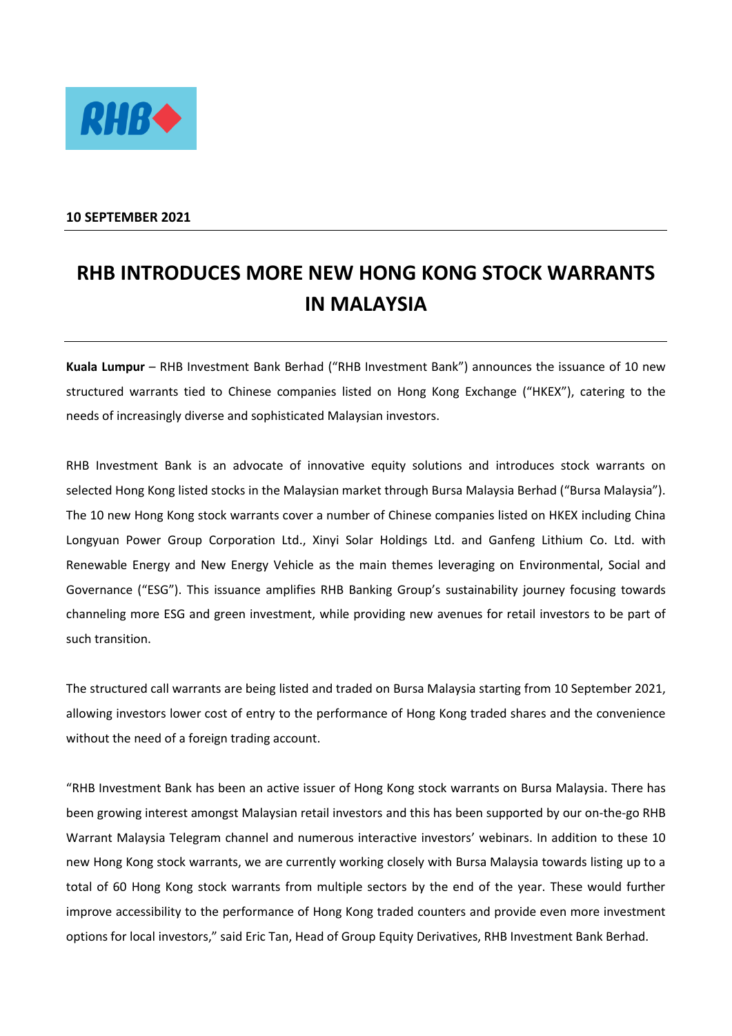**10 SEPTEMBER 2021**

# RHB INTRODUCES MORE NEW HONG KONG STOCK WARRANTS IN MALAYSIA

**Kuala Lumpur** – RHB Investment Bank Berhad ("RHB Investment Bank") announces the issuance of 10 new structured warrants tied to Chinese companies listed on Hong Kong Exchange ("HKEX"), catering to the needs of increasingly diverse and sophisticated Malaysian investors.

RHB Investment Bank is an advocate of innovative equity solutions and introduces stock warrants on selected Hong Kong listed stocks in the Malaysian market through Bursa Malaysia Berhad ("Bursa Malaysia"). The 10 new Hong Kong stock warrants cover a number of Chinese companies listed on HKEX including China Longyuan Power Group Corporation Ltd., Xinyi Solar Holdings Ltd. and Ganfeng Lithium Co. Ltd. with Renewable Energy and New Energy Vehicle as the main themes leveraging on Environmental, Social and Governance ("ESG"). This issuance amplifies RHB Banking Group's sustainability journey focusing towards channeling more ESG and green investment, while providing new avenues for retail investors to be part of such transition.

The structured call warrants are being listed and traded on Bursa Malaysia starting from 10 September 2021, allowing investors lower cost of entry to the performance of Hong Kong traded shares and the convenience without the need of a foreign trading account.

"RHB Investment Bank has been an active issuer of Hong Kong stock warrants on Bursa Malaysia. There has been growing interest amongst Malaysian retail investors and this has been supported by our on-the-go RHB Warrant Malaysia Telegram channel and numerous interactive investors' webinars. In addition to these 10 new Hong Kong stock warrants, we are currently working closely with Bursa Malaysia towards listing up to a total of 60 Hong Kong stock warrants from multiple sectors by the end of the year. These would further improve accessibility to the performance of Hong Kong traded counters and provide even more investment options for local investors," said Eric Tan, Head of Group Equity Derivatives, RHB Investment Bank Berhad.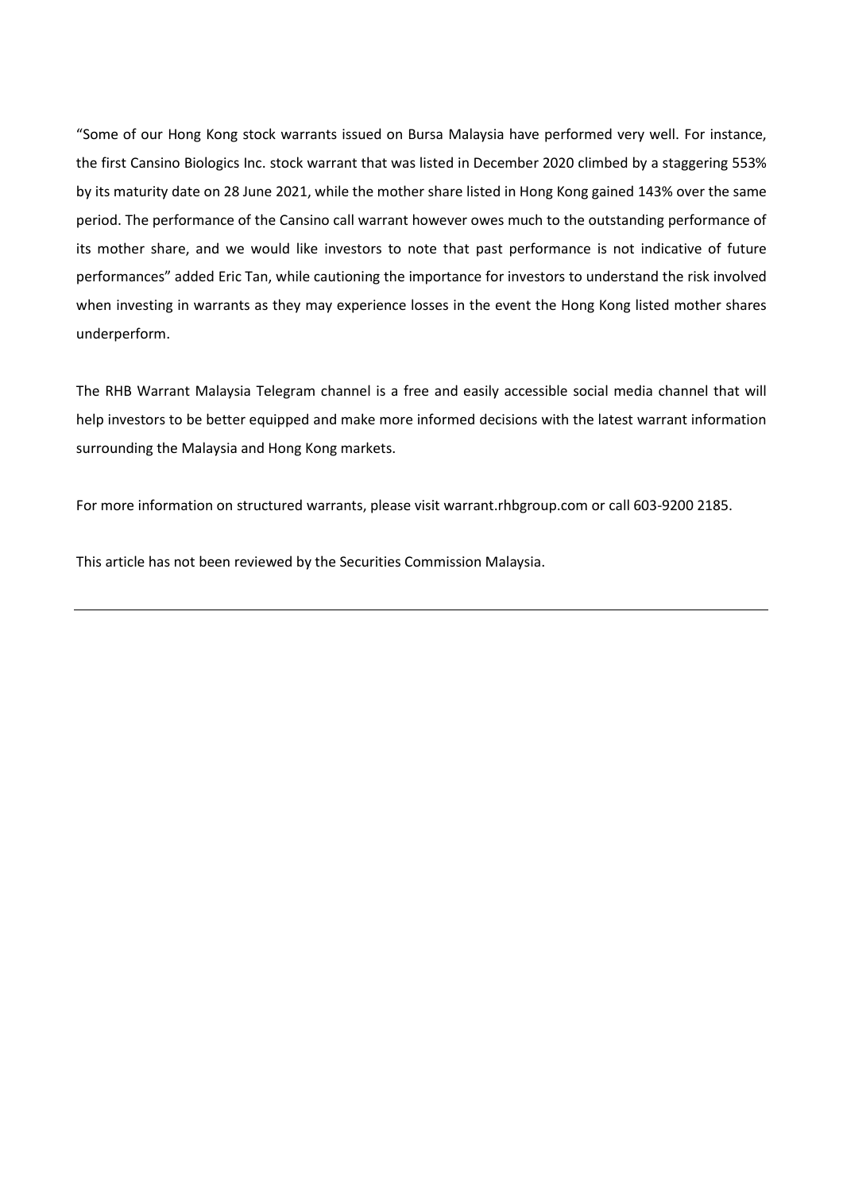"Some of our Hong Kong stock warrants issued on Bursa Malaysia have performed very well. For instance, the first Cansino Biologics Inc. stock warrant that was listed in December 2020 climbed by a staggering 553% by its maturity date on 28 June 2021, while the mother share listed in Hong Kong gained 143% over the same period. The performance of the Cansino call warrant however owes much to the outstanding performance of its mother share, and we would like investors to note that past performance is not indicative of future performances" added Eric Tan, while cautioning the importance for investors to understand the risk involved when investing in warrants as they may experience losses in the event the Hong Kong listed mother shares underperform.

The RHB Warrant Malaysia Telegram channel is a free and easily accessible social media channel that will help investors to be better equipped and make more informed decisions with the latest warrant information surrounding the Malaysia and Hong Kong markets.

For more information on structured warrants, please visit warrant.rhbgroup.com or call 603-9200 2185.

This article has not been reviewed by the Securities Commission Malaysia.

---